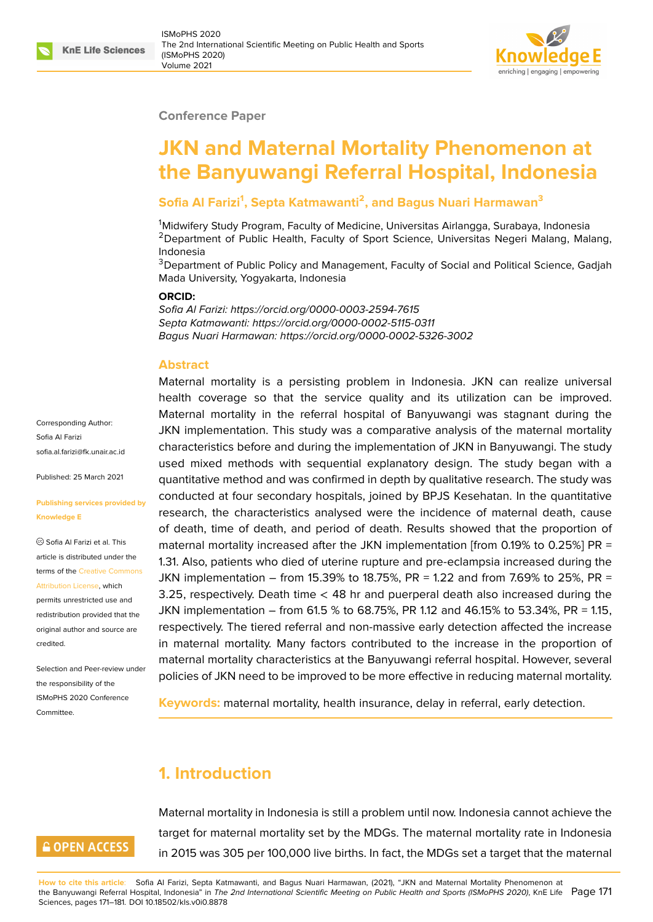Conference Paper

# JKN and Maternal Mortality Phenomenon at the Banyuwangi Referral Hospital, Indonesia

**Sofia Al Farizi[1], Septa Katmawanti[2], and Bagus Nuari Harmawan[3]**

[1]Midwifery Study Program, Faculty of Medicine, Universitas Airlangga, Surabaya, Indonesia
[2]Department of Public Health, Faculty of Sport Science, Universitas Negeri Malang, Malang, Indonesia
[3]Department of Public Policy and Management, Faculty of Social and Political Science, Gadjah Mada University, Yogyakarta, Indonesia

**ORCID:**
*Sofia Al Farizi: https://orcid.org/0000-0003-2594-7615*
*Septa Katmawanti: https://orcid.org/0000-0002-5115-0311*
*Bagus Nuari Harmawan: https://orcid.org/0000-0002-5326-3002*

Corresponding Author:
Sofia Al Farizi
sofia.al.farizi@fk.unair.ac.id

Published: 25 March 2021

Publishing services provided by Knowledge E

© Sofia Al Farizi et al. This article is distributed under the terms of the Creative Commons Attribution License, which permits unrestricted use and redistribution provided that the original author and source are credited.

Selection and Peer-review under the responsibility of the ISMoPHS 2020 Conference Committee.

## Abstract

Maternal mortality is a persisting problem in Indonesia. JKN can realize universal health coverage so that the service quality and its utilization can be improved. Maternal mortality in the referral hospital of Banyuwangi was stagnant during the JKN implementation. This study was a comparative analysis of the maternal mortality characteristics before and during the implementation of JKN in Banyuwangi. The study used mixed methods with sequential explanatory design. The study began with a quantitative method and was confirmed in depth by qualitative research. The study was conducted at four secondary hospitals, joined by BPJS Kesehatan. In the quantitative research, the characteristics analysed were the incidence of maternal death, cause of death, time of death, and period of death. Results showed that the proportion of maternal mortality increased after the JKN implementation [from 0.19% to 0.25%] PR = 1.31. Also, patients who died of uterine rupture and pre-eclampsia increased during the JKN implementation – from 15.39% to 18.75%, PR = 1.22 and from 7.69% to 25%, PR = 3.25, respectively. Death time < 48 hr and puerperal death also increased during the JKN implementation – from 61.5 % to 68.75%, PR 1.12 and 46.15% to 53.34%, PR = 1.15, respectively. The tiered referral and non-massive early detection affected the increase in maternal mortality. Many factors contributed to the increase in the proportion of maternal mortality characteristics at the Banyuwangi referral hospital. However, several policies of JKN need to be improved to be more effective in reducing maternal mortality.

**Keywords:** maternal mortality, health insurance, delay in referral, early detection.

## 1. Introduction

Maternal mortality in Indonesia is still a problem until now. Indonesia cannot achieve the target for maternal mortality set by the MDGs. The maternal mortality rate in Indonesia in 2015 was 305 per 100,000 live births. In fact, the MDGs set a target that the maternal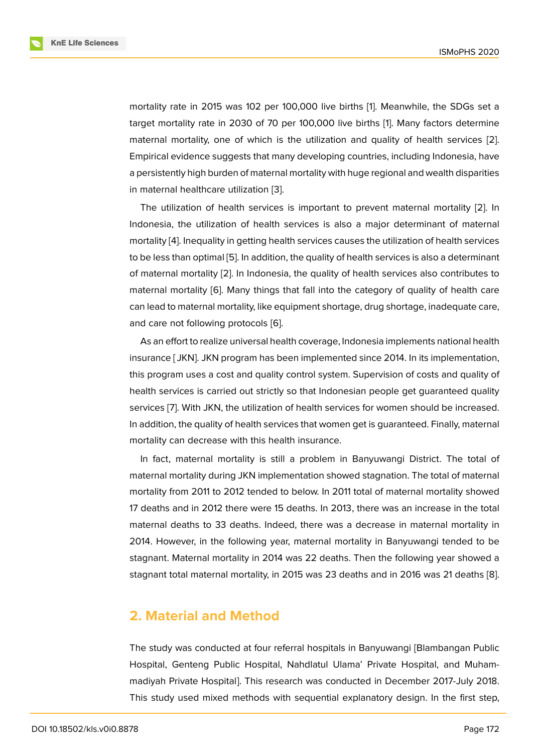mortality rate in 2015 was 102 per 100,000 live births [1]. Meanwhile, the SDGs set a target mortality rate in 2030 of 70 per 100,000 live births [1]. Many factors determine maternal mortality, one of which is the utilization and quality of health services [2]. Empirical evidence suggests that many developing countries, including Indonesia, have a persistently high burden of maternal mortality with huge regional and wealth disparities in maternal healthcare utilization [3].

The utilization of health services is important to prevent maternal mortality [2]. In Indonesia, the utilization of health services is also a major determinant of maternal mortality [4]. Inequality in getting health services causes the utilization of health services to be less than optimal [5]. In addition, the quality of health services is also a determinant of maternal mortality [2]. In Indonesia, the quality of health services also contributes to maternal mortality [6]. Many things that fall into the category of quality of health care can lead to maternal mortality, like equipment shortage, drug shortage, inadequate care, and care not following protocols [6].

As an effort to realize universal health coverage, Indonesia implements national health insurance [ JKN]. JKN program has been implemented since 2014. In its implementation, this program uses a cost and quality control system. Supervision of costs and quality of health services is carried out strictly so that Indonesian people get guaranteed quality services [7]. With JKN, the utilization of health services for women should be increased. In addition, the quality of health services that women get is guaranteed. Finally, maternal mortality can decrease with this health insurance.

In fact, maternal mortality is still a problem in Banyuwangi District. The total of maternal mortality during JKN implementation showed stagnation. The total of maternal mortality from 2011 to 2012 tended to below. In 2011 total of maternal mortality showed 17 deaths and in 2012 there were 15 deaths. In 2013, there was an increase in the total maternal deaths to 33 deaths. Indeed, there was a decrease in maternal mortality in 2014. However, in the following year, maternal mortality in Banyuwangi tended to be stagnant. Maternal mortality in 2014 was 22 deaths. Then the following year showed a stagnant total maternal mortality, in 2015 was 23 deaths and in 2016 was 21 deaths [8].

## 2. Material and Method

The study was conducted at four referral hospitals in Banyuwangi [Blambangan Public Hospital, Genteng Public Hospital, Nahdlatul Ulama' Private Hospital, and Muhammadiyah Private Hospital]. This research was conducted in December 2017-July 2018. This study used mixed methods with sequential explanatory design. In the first step,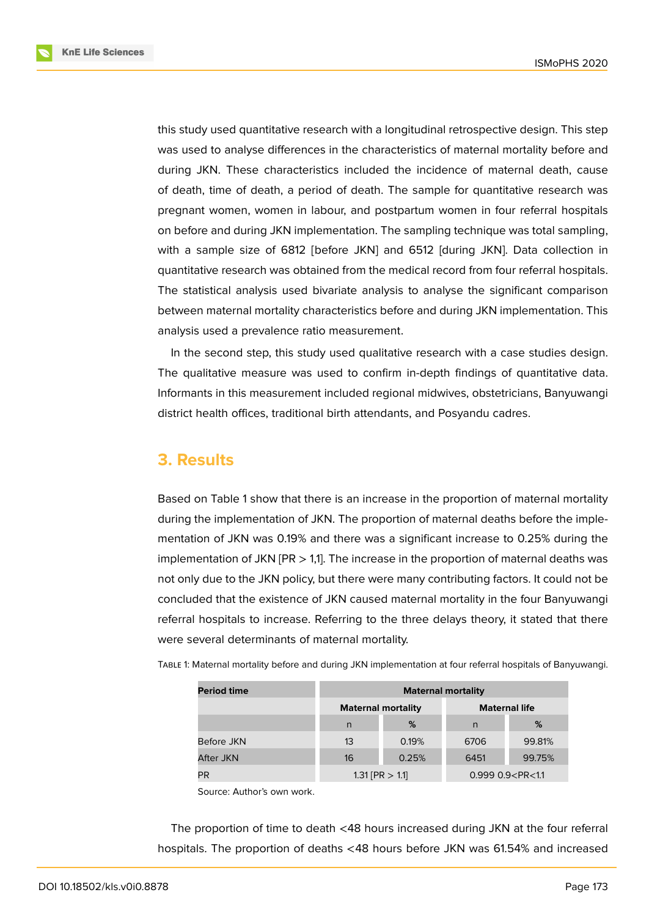this study used quantitative research with a longitudinal retrospective design. This step was used to analyse differences in the characteristics of maternal mortality before and during JKN. These characteristics included the incidence of maternal death, cause of death, time of death, a period of death. The sample for quantitative research was pregnant women, women in labour, and postpartum women in four referral hospitals on before and during JKN implementation. The sampling technique was total sampling, with a sample size of 6812 [before JKN] and 6512 [during JKN]. Data collection in quantitative research was obtained from the medical record from four referral hospitals. The statistical analysis used bivariate analysis to analyse the significant comparison between maternal mortality characteristics before and during JKN implementation. This analysis used a prevalence ratio measurement.

In the second step, this study used qualitative research with a case studies design. The qualitative measure was used to confirm in-depth findings of quantitative data. Informants in this measurement included regional midwives, obstetricians, Banyuwangi district health offices, traditional birth attendants, and Posyandu cadres.

## 3. Results

Based on Table 1 show that there is an increase in the proportion of maternal mortality during the implementation of JKN. The proportion of maternal deaths before the implementation of JKN was 0.19% and there was a significant increase to 0.25% during the implementation of JKN [PR > 1,1]. The increase in the proportion of maternal deaths was not only due to the JKN policy, but there were many contributing factors. It could not be concluded that the existence of JKN caused maternal mortality in the four Banyuwangi referral hospitals to increase. Referring to the three delays theory, it stated that there were several determinants of maternal mortality.

Table 1: Maternal mortality before and during JKN implementation at four referral hospitals of Banyuwangi.

| Period time | Maternal mortality | | | |
|---|---|---|---|---|
| | Maternal mortality | | Maternal life | |
| | n | % | n | % |
| Before JKN | 13 | 0.19% | 6706 | 99.81% |
| After JKN | 16 | 0.25% | 6451 | 99.75% |
| PR | 1.31 [PR > 1.1] | | 0.999 0.9<PR<1.1 | |

Source: Author's own work.

The proportion of time to death <48 hours increased during JKN at the four referral hospitals. The proportion of deaths <48 hours before JKN was 61.54% and increased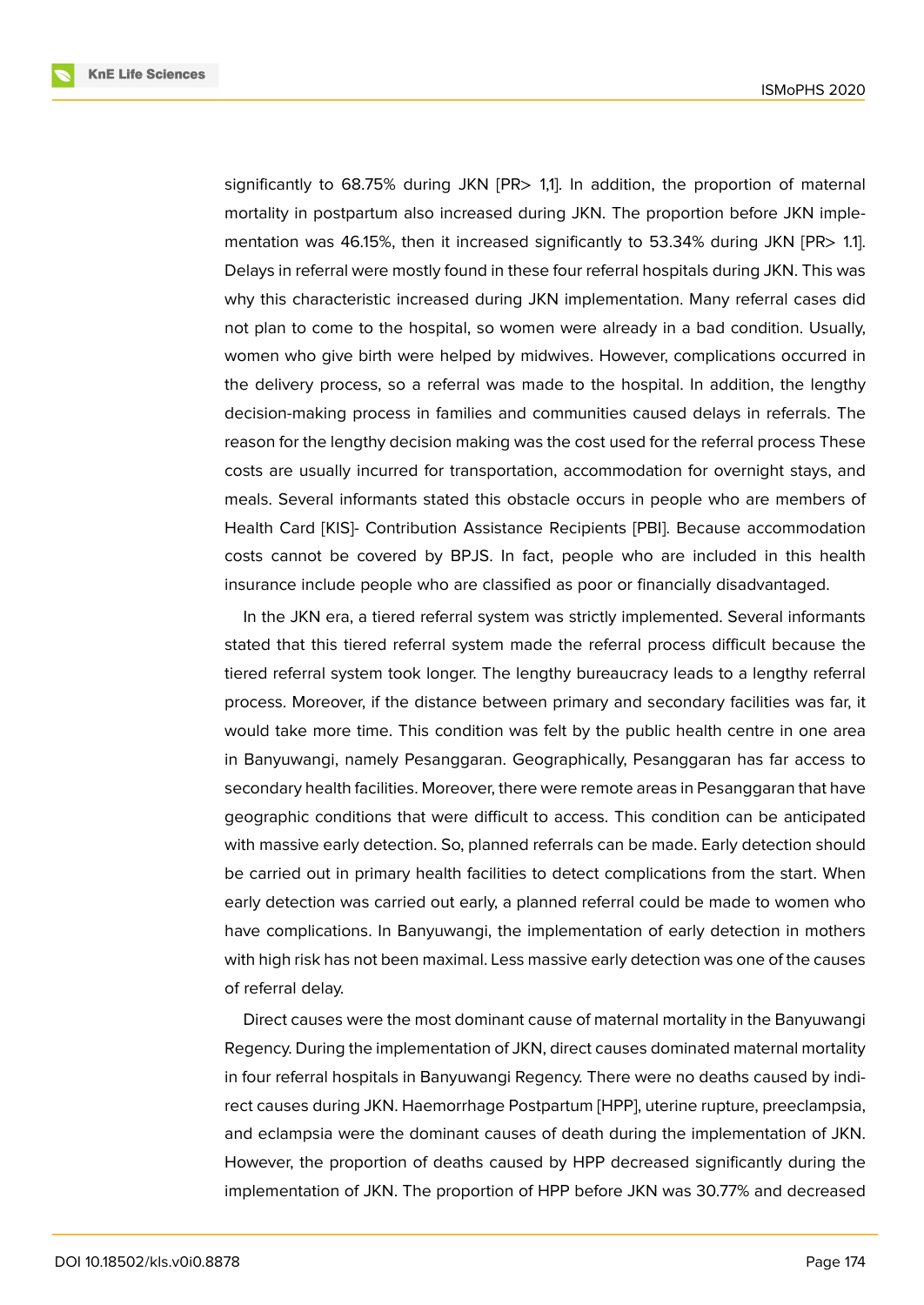significantly to 68.75% during JKN [PR> 1,1]. In addition, the proportion of maternal mortality in postpartum also increased during JKN. The proportion before JKN implementation was 46.15%, then it increased significantly to 53.34% during JKN [PR> 1.1]. Delays in referral were mostly found in these four referral hospitals during JKN. This was why this characteristic increased during JKN implementation. Many referral cases did not plan to come to the hospital, so women were already in a bad condition. Usually, women who give birth were helped by midwives. However, complications occurred in the delivery process, so a referral was made to the hospital. In addition, the lengthy decision-making process in families and communities caused delays in referrals. The reason for the lengthy decision making was the cost used for the referral process These costs are usually incurred for transportation, accommodation for overnight stays, and meals. Several informants stated this obstacle occurs in people who are members of Health Card [KIS]- Contribution Assistance Recipients [PBI]. Because accommodation costs cannot be covered by BPJS. In fact, people who are included in this health insurance include people who are classified as poor or financially disadvantaged.

In the JKN era, a tiered referral system was strictly implemented. Several informants stated that this tiered referral system made the referral process difficult because the tiered referral system took longer. The lengthy bureaucracy leads to a lengthy referral process. Moreover, if the distance between primary and secondary facilities was far, it would take more time. This condition was felt by the public health centre in one area in Banyuwangi, namely Pesanggaran. Geographically, Pesanggaran has far access to secondary health facilities. Moreover, there were remote areas in Pesanggaran that have geographic conditions that were difficult to access. This condition can be anticipated with massive early detection. So, planned referrals can be made. Early detection should be carried out in primary health facilities to detect complications from the start. When early detection was carried out early, a planned referral could be made to women who have complications. In Banyuwangi, the implementation of early detection in mothers with high risk has not been maximal. Less massive early detection was one of the causes of referral delay.

Direct causes were the most dominant cause of maternal mortality in the Banyuwangi Regency. During the implementation of JKN, direct causes dominated maternal mortality in four referral hospitals in Banyuwangi Regency. There were no deaths caused by indirect causes during JKN. Haemorrhage Postpartum [HPP], uterine rupture, preeclampsia, and eclampsia were the dominant causes of death during the implementation of JKN. However, the proportion of deaths caused by HPP decreased significantly during the implementation of JKN. The proportion of HPP before JKN was 30.77% and decreased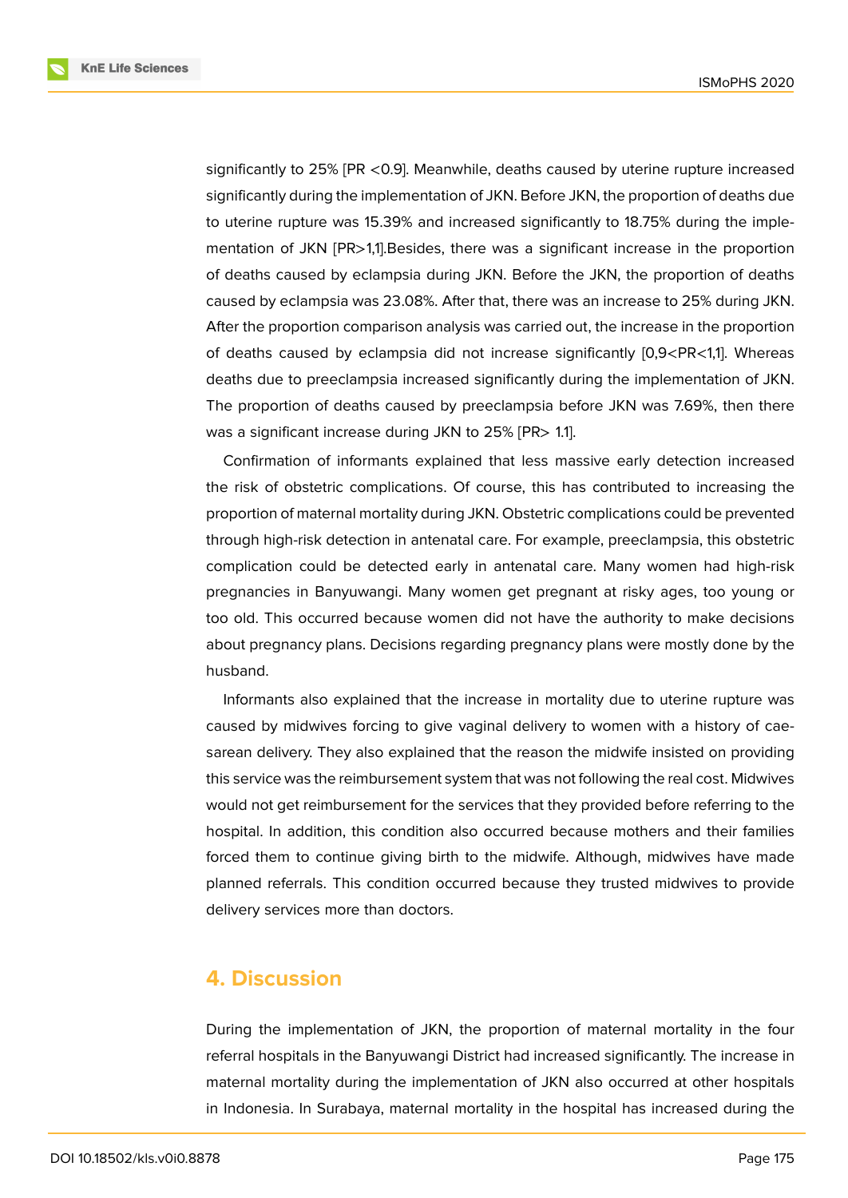significantly to 25% [PR <0.9]. Meanwhile, deaths caused by uterine rupture increased significantly during the implementation of JKN. Before JKN, the proportion of deaths due to uterine rupture was 15.39% and increased significantly to 18.75% during the implementation of JKN [PR>1,1].Besides, there was a significant increase in the proportion of deaths caused by eclampsia during JKN. Before the JKN, the proportion of deaths caused by eclampsia was 23.08%. After that, there was an increase to 25% during JKN. After the proportion comparison analysis was carried out, the increase in the proportion of deaths caused by eclampsia did not increase significantly [0,9<PR<1,1]. Whereas deaths due to preeclampsia increased significantly during the implementation of JKN. The proportion of deaths caused by preeclampsia before JKN was 7.69%, then there was a significant increase during JKN to 25% [PR> 1.1].

Confirmation of informants explained that less massive early detection increased the risk of obstetric complications. Of course, this has contributed to increasing the proportion of maternal mortality during JKN. Obstetric complications could be prevented through high-risk detection in antenatal care. For example, preeclampsia, this obstetric complication could be detected early in antenatal care. Many women had high-risk pregnancies in Banyuwangi. Many women get pregnant at risky ages, too young or too old. This occurred because women did not have the authority to make decisions about pregnancy plans. Decisions regarding pregnancy plans were mostly done by the husband.

Informants also explained that the increase in mortality due to uterine rupture was caused by midwives forcing to give vaginal delivery to women with a history of caesarean delivery. They also explained that the reason the midwife insisted on providing this service was the reimbursement system that was not following the real cost. Midwives would not get reimbursement for the services that they provided before referring to the hospital. In addition, this condition also occurred because mothers and their families forced them to continue giving birth to the midwife. Although, midwives have made planned referrals. This condition occurred because they trusted midwives to provide delivery services more than doctors.

## 4. Discussion

During the implementation of JKN, the proportion of maternal mortality in the four referral hospitals in the Banyuwangi District had increased significantly. The increase in maternal mortality during the implementation of JKN also occurred at other hospitals in Indonesia. In Surabaya, maternal mortality in the hospital has increased during the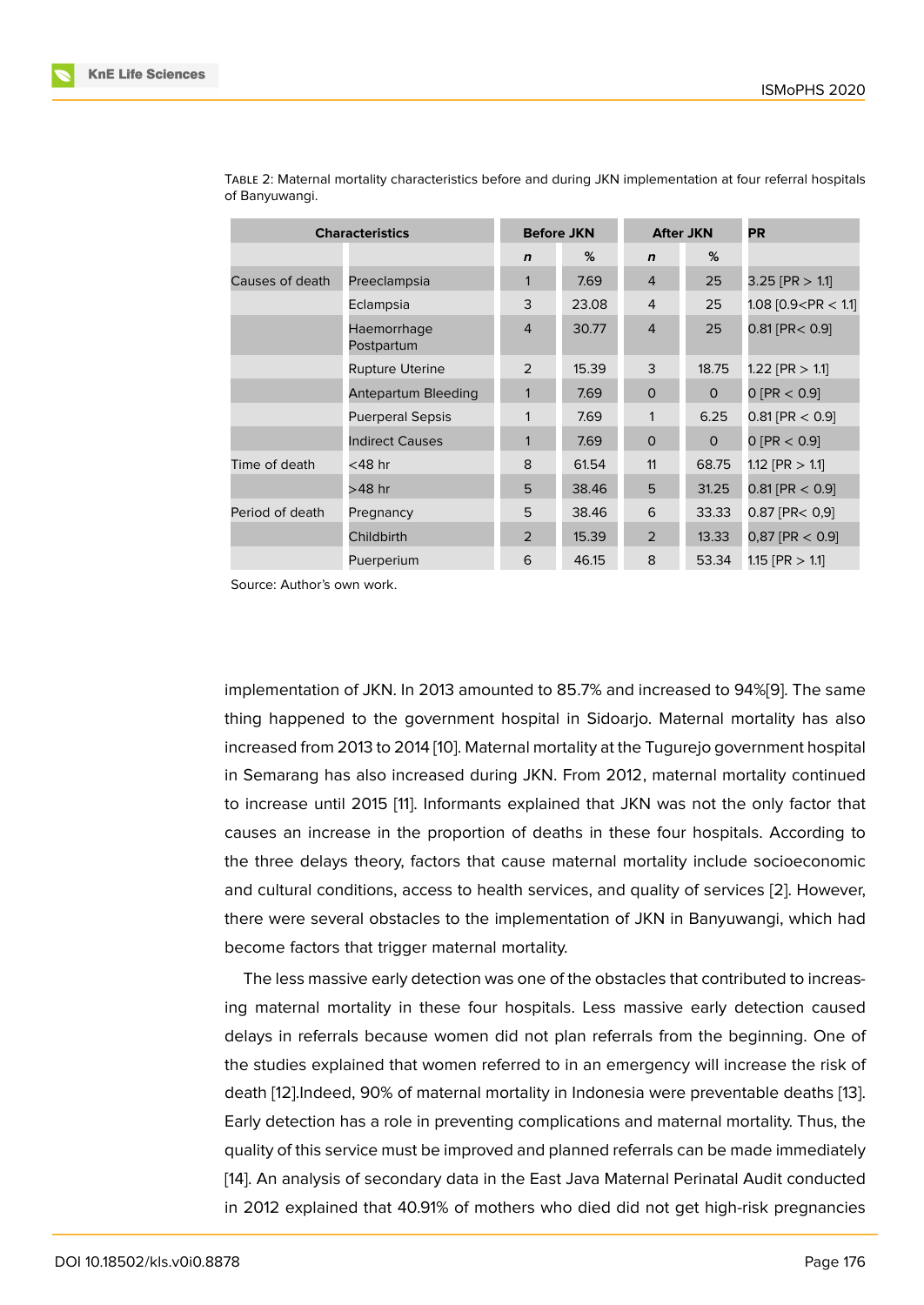Table 2: Maternal mortality characteristics before and during JKN implementation at four referral hospitals of Banyuwangi.

| Characteristics | | Before JKN | | After JKN | | PR |
|---|---|---|---|---|---|---|
| | | *n* | % | *n* | % | |
| Causes of death | Preeclampsia | 1 | 7.69 | 4 | 25 | 3.25 [PR > 1.1] |
| | Eclampsia | 3 | 23.08 | 4 | 25 | 1.08 [0.9<PR < 1.1] |
| | Haemorrhage Postpartum | 4 | 30.77 | 4 | 25 | 0.81 [PR< 0.9] |
| | Rupture Uterine | 2 | 15.39 | 3 | 18.75 | 1.22 [PR > 1.1] |
| | Antepartum Bleeding | 1 | 7.69 | 0 | 0 | 0 [PR < 0.9] |
| | Puerperal Sepsis | 1 | 7.69 | 1 | 6.25 | 0.81 [PR < 0.9] |
| | Indirect Causes | 1 | 7.69 | 0 | 0 | 0 [PR < 0.9] |
| Time of death | <48 hr | 8 | 61.54 | 11 | 68.75 | 1.12 [PR > 1.1] |
| | >48 hr | 5 | 38.46 | 5 | 31.25 | 0.81 [PR < 0.9] |
| Period of death | Pregnancy | 5 | 38.46 | 6 | 33.33 | 0.87 [PR< 0,9] |
| | Childbirth | 2 | 15.39 | 2 | 13.33 | 0,87 [PR < 0.9] |
| | Puerperium | 6 | 46.15 | 8 | 53.34 | 1.15 [PR > 1.1] |

Source: Author's own work.

implementation of JKN. In 2013 amounted to 85.7% and increased to 94%[9]. The same thing happened to the government hospital in Sidoarjo. Maternal mortality has also increased from 2013 to 2014 [10]. Maternal mortality at the Tugurejo government hospital in Semarang has also increased during JKN. From 2012, maternal mortality continued to increase until 2015 [11]. Informants explained that JKN was not the only factor that causes an increase in the proportion of deaths in these four hospitals. According to the three delays theory, factors that cause maternal mortality include socioeconomic and cultural conditions, access to health services, and quality of services [2]. However, there were several obstacles to the implementation of JKN in Banyuwangi, which had become factors that trigger maternal mortality.

The less massive early detection was one of the obstacles that contributed to increasing maternal mortality in these four hospitals. Less massive early detection caused delays in referrals because women did not plan referrals from the beginning. One of the studies explained that women referred to in an emergency will increase the risk of death [12].Indeed, 90% of maternal mortality in Indonesia were preventable deaths [13]. Early detection has a role in preventing complications and maternal mortality. Thus, the quality of this service must be improved and planned referrals can be made immediately [14]. An analysis of secondary data in the East Java Maternal Perinatal Audit conducted in 2012 explained that 40.91% of mothers who died did not get high-risk pregnancies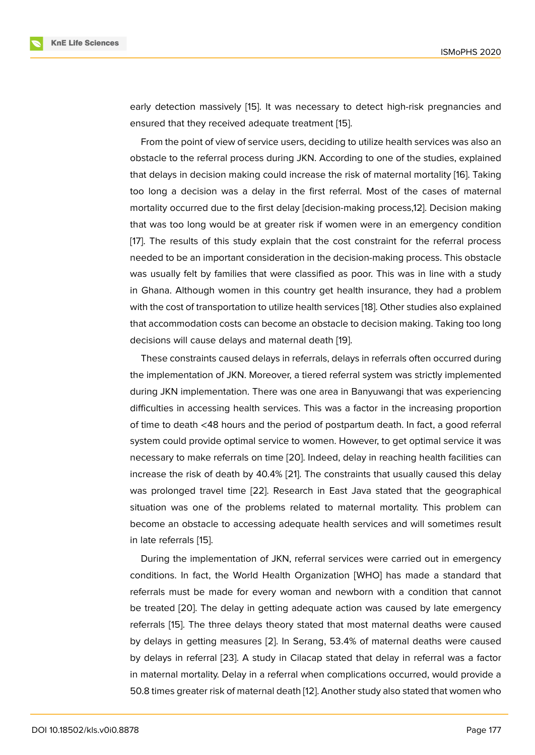early detection massively [15]. It was necessary to detect high-risk pregnancies and ensured that they received adequate treatment [15].

From the point of view of service users, deciding to utilize health services was also an obstacle to the referral process during JKN. According to one of the studies, explained that delays in decision making could increase the risk of maternal mortality [16]. Taking too long a decision was a delay in the first referral. Most of the cases of maternal mortality occurred due to the first delay [decision-making process,12]. Decision making that was too long would be at greater risk if women were in an emergency condition [17]. The results of this study explain that the cost constraint for the referral process needed to be an important consideration in the decision-making process. This obstacle was usually felt by families that were classified as poor. This was in line with a study in Ghana. Although women in this country get health insurance, they had a problem with the cost of transportation to utilize health services [18]. Other studies also explained that accommodation costs can become an obstacle to decision making. Taking too long decisions will cause delays and maternal death [19].

These constraints caused delays in referrals, delays in referrals often occurred during the implementation of JKN. Moreover, a tiered referral system was strictly implemented during JKN implementation. There was one area in Banyuwangi that was experiencing difficulties in accessing health services. This was a factor in the increasing proportion of time to death <48 hours and the period of postpartum death. In fact, a good referral system could provide optimal service to women. However, to get optimal service it was necessary to make referrals on time [20]. Indeed, delay in reaching health facilities can increase the risk of death by 40.4% [21]. The constraints that usually caused this delay was prolonged travel time [22]. Research in East Java stated that the geographical situation was one of the problems related to maternal mortality. This problem can become an obstacle to accessing adequate health services and will sometimes result in late referrals [15].

During the implementation of JKN, referral services were carried out in emergency conditions. In fact, the World Health Organization [WHO] has made a standard that referrals must be made for every woman and newborn with a condition that cannot be treated [20]. The delay in getting adequate action was caused by late emergency referrals [15]. The three delays theory stated that most maternal deaths were caused by delays in getting measures [2]. In Serang, 53.4% of maternal deaths were caused by delays in referral [23]. A study in Cilacap stated that delay in referral was a factor in maternal mortality. Delay in a referral when complications occurred, would provide a 50.8 times greater risk of maternal death [12]. Another study also stated that women who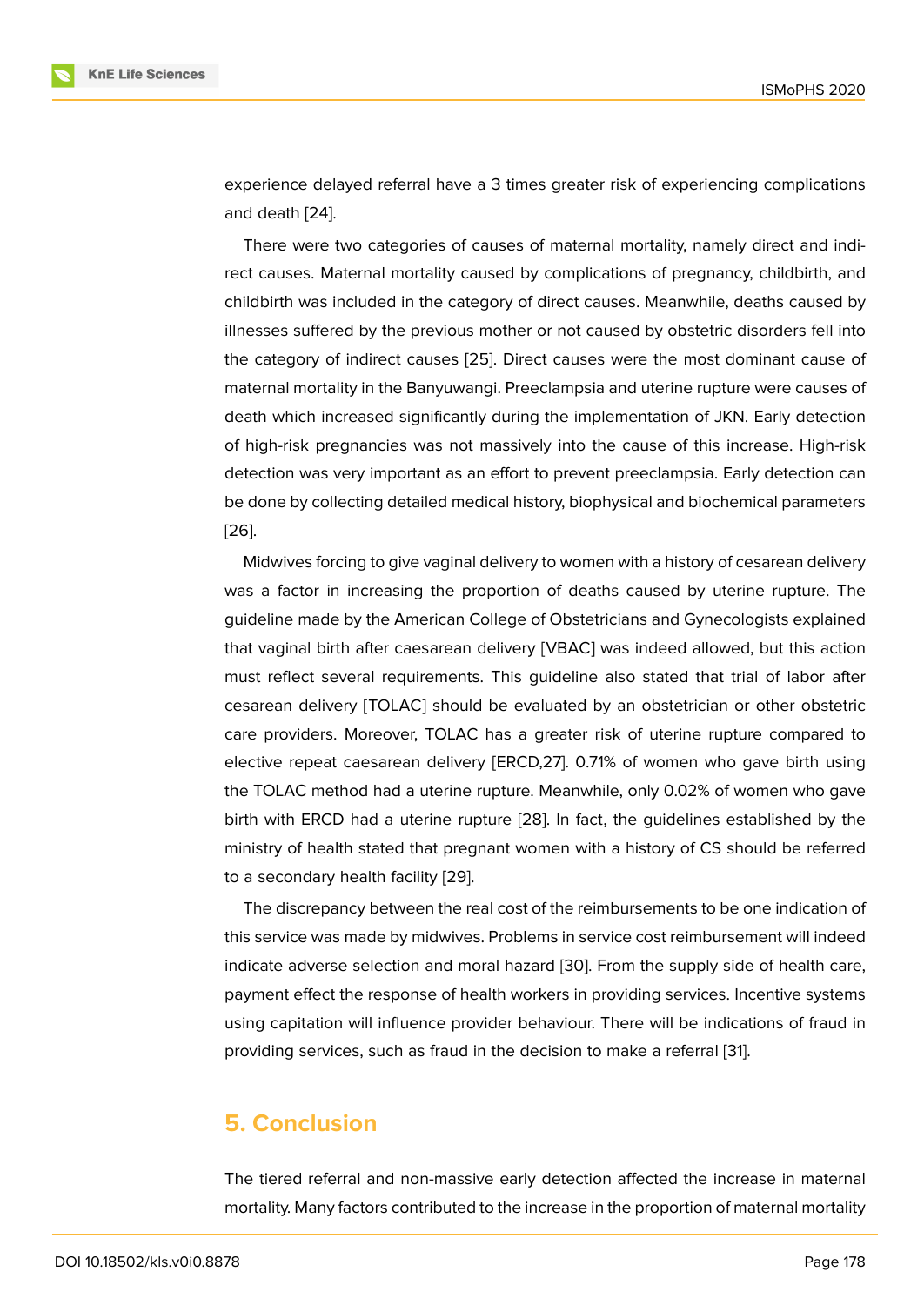experience delayed referral have a 3 times greater risk of experiencing complications and death [24].

There were two categories of causes of maternal mortality, namely direct and indirect causes. Maternal mortality caused by complications of pregnancy, childbirth, and childbirth was included in the category of direct causes. Meanwhile, deaths caused by illnesses suffered by the previous mother or not caused by obstetric disorders fell into the category of indirect causes [25]. Direct causes were the most dominant cause of maternal mortality in the Banyuwangi. Preeclampsia and uterine rupture were causes of death which increased significantly during the implementation of JKN. Early detection of high-risk pregnancies was not massively into the cause of this increase. High-risk detection was very important as an effort to prevent preeclampsia. Early detection can be done by collecting detailed medical history, biophysical and biochemical parameters [26].

Midwives forcing to give vaginal delivery to women with a history of cesarean delivery was a factor in increasing the proportion of deaths caused by uterine rupture. The guideline made by the American College of Obstetricians and Gynecologists explained that vaginal birth after caesarean delivery [VBAC] was indeed allowed, but this action must reflect several requirements. This guideline also stated that trial of labor after cesarean delivery [TOLAC] should be evaluated by an obstetrician or other obstetric care providers. Moreover, TOLAC has a greater risk of uterine rupture compared to elective repeat caesarean delivery [ERCD,27]. 0.71% of women who gave birth using the TOLAC method had a uterine rupture. Meanwhile, only 0.02% of women who gave birth with ERCD had a uterine rupture [28]. In fact, the guidelines established by the ministry of health stated that pregnant women with a history of CS should be referred to a secondary health facility [29].

The discrepancy between the real cost of the reimbursements to be one indication of this service was made by midwives. Problems in service cost reimbursement will indeed indicate adverse selection and moral hazard [30]. From the supply side of health care, payment effect the response of health workers in providing services. Incentive systems using capitation will influence provider behaviour. There will be indications of fraud in providing services, such as fraud in the decision to make a referral [31].

## 5. Conclusion

The tiered referral and non-massive early detection affected the increase in maternal mortality. Many factors contributed to the increase in the proportion of maternal mortality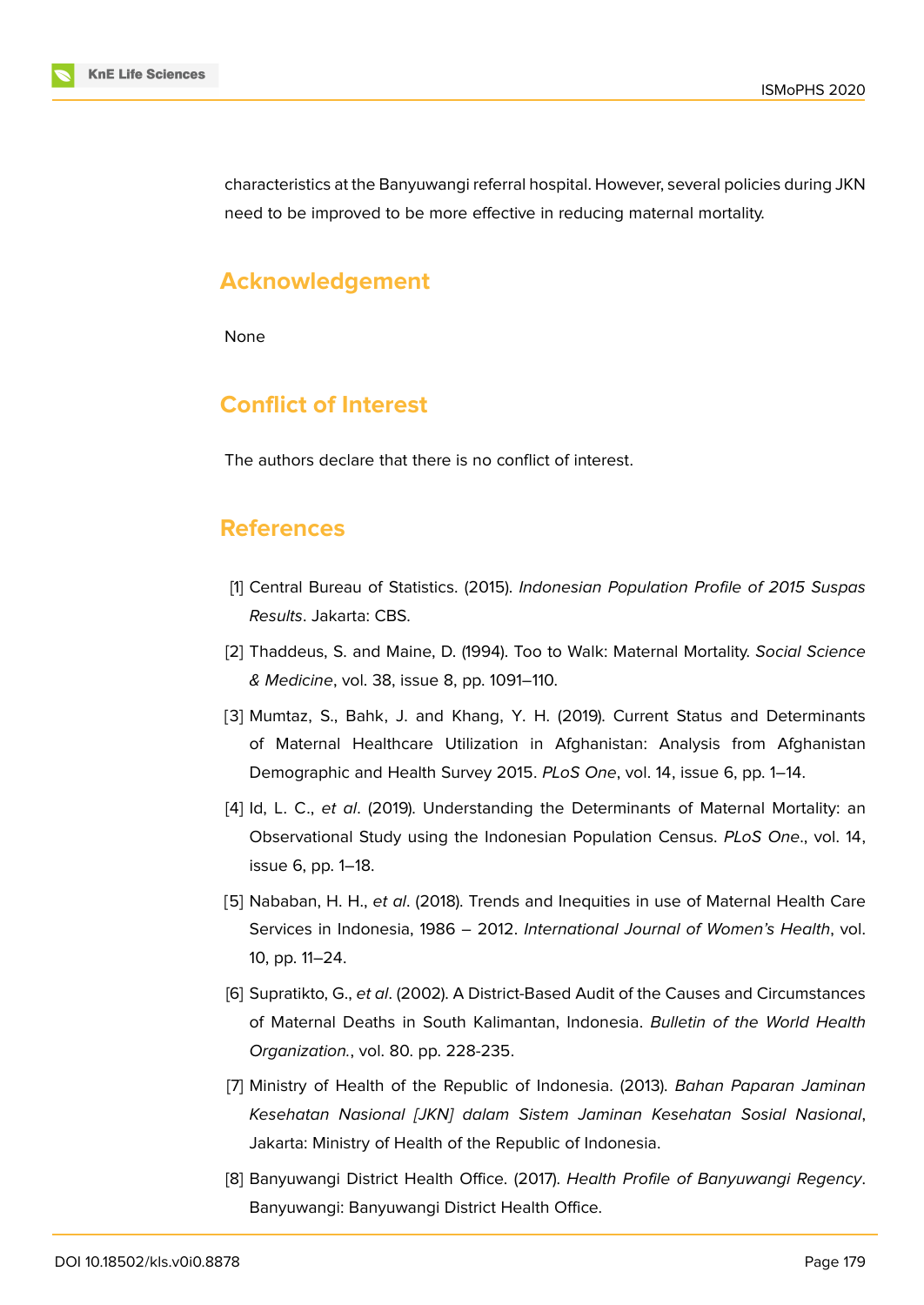characteristics at the Banyuwangi referral hospital. However, several policies during JKN need to be improved to be more effective in reducing maternal mortality.

## Acknowledgement

None

## Conflict of Interest

The authors declare that there is no conflict of interest.

## References

[1] Central Bureau of Statistics. (2015). *Indonesian Population Profile of 2015 Suspas Results*. Jakarta: CBS.

[2] Thaddeus, S. and Maine, D. (1994). Too to Walk: Maternal Mortality. *Social Science & Medicine*, vol. 38, issue 8, pp. 1091–110.

[3] Mumtaz, S., Bahk, J. and Khang, Y. H. (2019). Current Status and Determinants of Maternal Healthcare Utilization in Afghanistan: Analysis from Afghanistan Demographic and Health Survey 2015. *PLoS One*, vol. 14, issue 6, pp. 1–14.

[4] Id, L. C., *et al*. (2019). Understanding the Determinants of Maternal Mortality: an Observational Study using the Indonesian Population Census. *PLoS One*., vol. 14, issue 6, pp. 1–18.

[5] Nababan, H. H., *et al*. (2018). Trends and Inequities in use of Maternal Health Care Services in Indonesia, 1986 – 2012. *International Journal of Women's Health*, vol. 10, pp. 11–24.

[6] Supratikto, G., *et al*. (2002). A District-Based Audit of the Causes and Circumstances of Maternal Deaths in South Kalimantan, Indonesia. *Bulletin of the World Health Organization.*, vol. 80. pp. 228-235.

[7] Ministry of Health of the Republic of Indonesia. (2013). *Bahan Paparan Jaminan Kesehatan Nasional [JKN] dalam Sistem Jaminan Kesehatan Sosial Nasional*, Jakarta: Ministry of Health of the Republic of Indonesia.

[8] Banyuwangi District Health Office. (2017). *Health Profile of Banyuwangi Regency*. Banyuwangi: Banyuwangi District Health Office.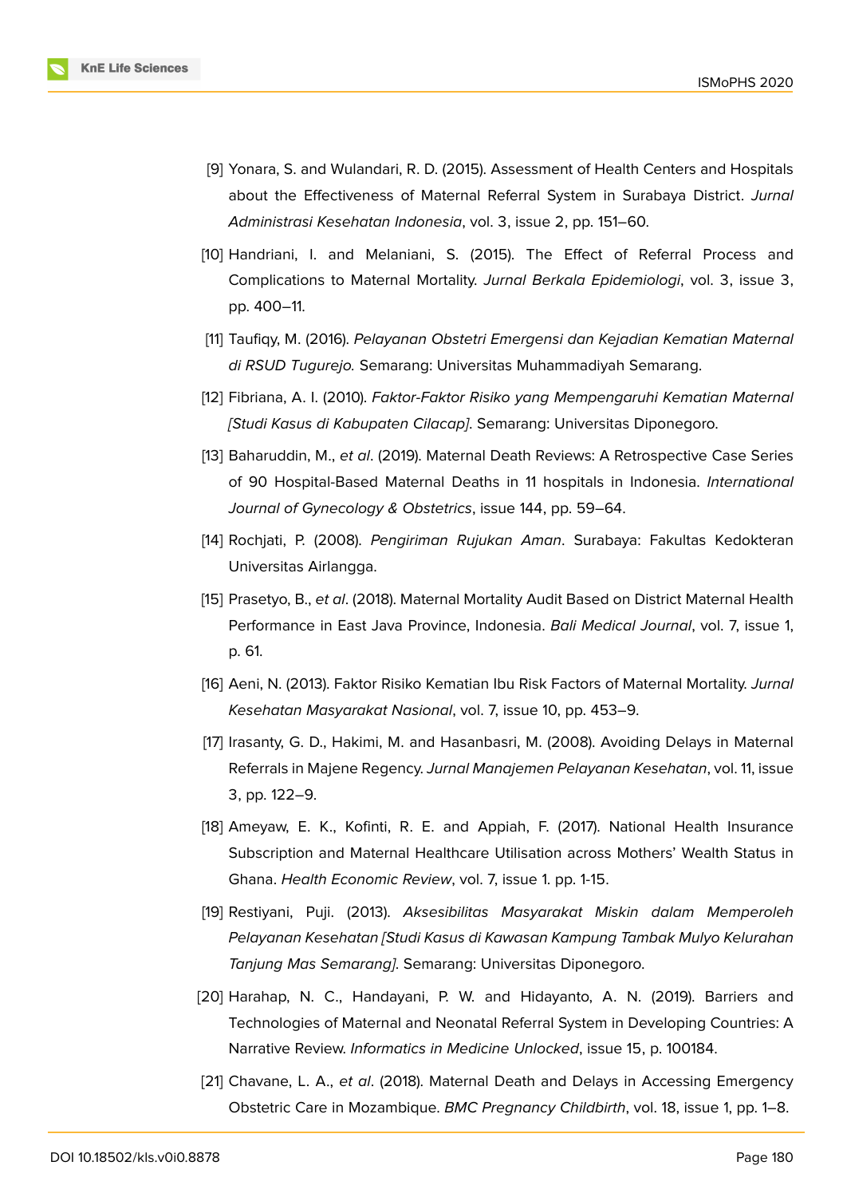[9] Yonara, S. and Wulandari, R. D. (2015). Assessment of Health Centers and Hospitals about the Effectiveness of Maternal Referral System in Surabaya District. *Jurnal Administrasi Kesehatan Indonesia*, vol. 3, issue 2, pp. 151–60.

[10] Handriani, I. and Melaniani, S. (2015). The Effect of Referral Process and Complications to Maternal Mortality. *Jurnal Berkala Epidemiologi*, vol. 3, issue 3, pp. 400–11.

[11] Taufiqy, M. (2016). *Pelayanan Obstetri Emergensi dan Kejadian Kematian Maternal di RSUD Tugurejo.* Semarang: Universitas Muhammadiyah Semarang.

[12] Fibriana, A. I. (2010). *Faktor-Faktor Risiko yang Mempengaruhi Kematian Maternal [Studi Kasus di Kabupaten Cilacap]*. Semarang: Universitas Diponegoro.

[13] Baharuddin, M., *et al*. (2019). Maternal Death Reviews: A Retrospective Case Series of 90 Hospital-Based Maternal Deaths in 11 hospitals in Indonesia. *International Journal of Gynecology & Obstetrics*, issue 144, pp. 59–64.

[14] Rochjati, P. (2008). *Pengiriman Rujukan Aman*. Surabaya: Fakultas Kedokteran Universitas Airlangga.

[15] Prasetyo, B., *et al*. (2018). Maternal Mortality Audit Based on District Maternal Health Performance in East Java Province, Indonesia. *Bali Medical Journal*, vol. 7, issue 1, p. 61.

[16] Aeni, N. (2013). Faktor Risiko Kematian Ibu Risk Factors of Maternal Mortality. *Jurnal Kesehatan Masyarakat Nasional*, vol. 7, issue 10, pp. 453–9.

[17] Irasanty, G. D., Hakimi, M. and Hasanbasri, M. (2008). Avoiding Delays in Maternal Referrals in Majene Regency. *Jurnal Manajemen Pelayanan Kesehatan*, vol. 11, issue 3, pp. 122–9.

[18] Ameyaw, E. K., Kofinti, R. E. and Appiah, F. (2017). National Health Insurance Subscription and Maternal Healthcare Utilisation across Mothers' Wealth Status in Ghana. *Health Economic Review*, vol. 7, issue 1. pp. 1-15.

[19] Restiyani, Puji. (2013). *Aksesibilitas Masyarakat Miskin dalam Memperoleh Pelayanan Kesehatan [Studi Kasus di Kawasan Kampung Tambak Mulyo Kelurahan Tanjung Mas Semarang]*. Semarang: Universitas Diponegoro.

[20] Harahap, N. C., Handayani, P. W. and Hidayanto, A. N. (2019). Barriers and Technologies of Maternal and Neonatal Referral System in Developing Countries: A Narrative Review. *Informatics in Medicine Unlocked*, issue 15, p. 100184.

[21] Chavane, L. A., *et al*. (2018). Maternal Death and Delays in Accessing Emergency Obstetric Care in Mozambique. *BMC Pregnancy Childbirth*, vol. 18, issue 1, pp. 1–8.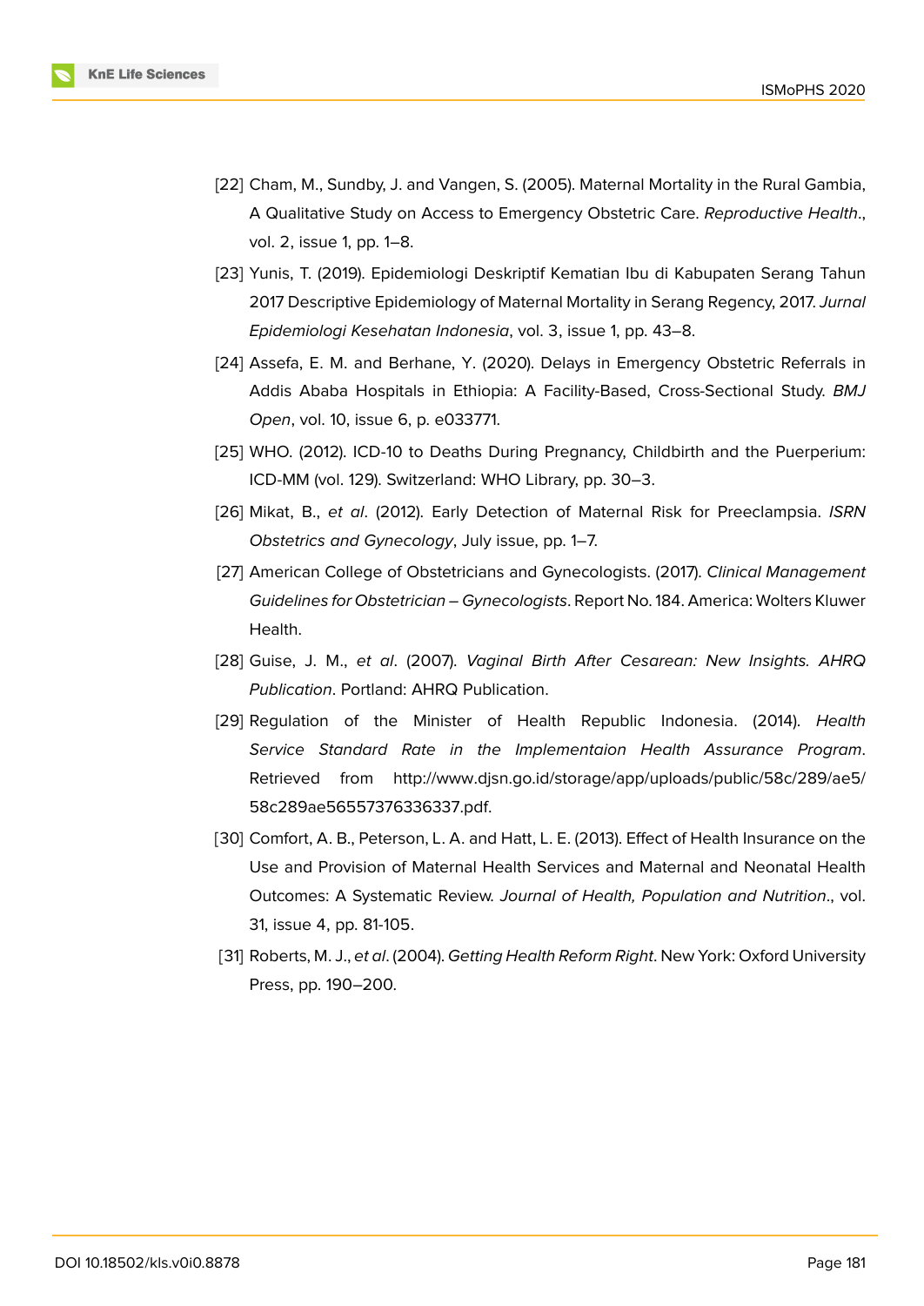[22] Cham, M., Sundby, J. and Vangen, S. (2005). Maternal Mortality in the Rural Gambia, A Qualitative Study on Access to Emergency Obstetric Care. *Reproductive Health*., vol. 2, issue 1, pp. 1–8.

[23] Yunis, T. (2019). Epidemiologi Deskriptif Kematian Ibu di Kabupaten Serang Tahun 2017 Descriptive Epidemiology of Maternal Mortality in Serang Regency, 2017. *Jurnal Epidemiologi Kesehatan Indonesia*, vol. 3, issue 1, pp. 43–8.

[24] Assefa, E. M. and Berhane, Y. (2020). Delays in Emergency Obstetric Referrals in Addis Ababa Hospitals in Ethiopia: A Facility-Based, Cross-Sectional Study. *BMJ Open*, vol. 10, issue 6, p. e033771.

[25] WHO. (2012). ICD-10 to Deaths During Pregnancy, Childbirth and the Puerperium: ICD-MM (vol. 129). Switzerland: WHO Library, pp. 30–3.

[26] Mikat, B., *et al*. (2012). Early Detection of Maternal Risk for Preeclampsia. *ISRN Obstetrics and Gynecology*, July issue, pp. 1–7.

[27] American College of Obstetricians and Gynecologists. (2017). *Clinical Management Guidelines for Obstetrician – Gynecologists*. Report No. 184. America: Wolters Kluwer Health.

[28] Guise, J. M., *et al*. (2007). *Vaginal Birth After Cesarean: New Insights. AHRQ Publication*. Portland: AHRQ Publication.

[29] Regulation of the Minister of Health Republic Indonesia. (2014). *Health Service Standard Rate in the Implementaion Health Assurance Program*. Retrieved from http://www.djsn.go.id/storage/app/uploads/public/58c/289/ae5/58c289ae56557376336337.pdf.

[30] Comfort, A. B., Peterson, L. A. and Hatt, L. E. (2013). Effect of Health Insurance on the Use and Provision of Maternal Health Services and Maternal and Neonatal Health Outcomes: A Systematic Review. *Journal of Health, Population and Nutrition*., vol. 31, issue 4, pp. 81-105.

[31] Roberts, M. J., *et al*. (2004). *Getting Health Reform Right*. New York: Oxford University Press, pp. 190–200.